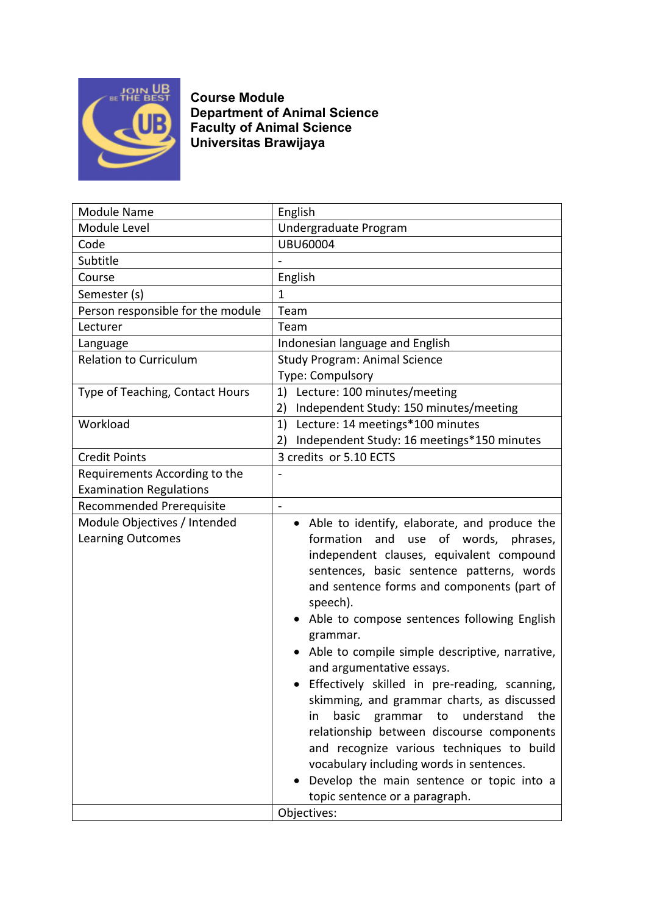**Course Module**
**Department of Animal Science**
**Faculty of Animal Science**
**Universitas Brawijaya**

| Module Name | English |
|---|---|
| Module Level | Undergraduate Program |
| Code | UBU60004 |
| Subtitle | - |
| Course | English |
| Semester (s) | 1 |
| Person responsible for the module | Team |
| Lecturer | Team |
| Language | Indonesian language and English |
| Relation to Curriculum | Study Program: Animal Science<br>Type: Compulsory |
| Type of Teaching, Contact Hours | 1) Lecture: 100 minutes/meeting<br>2) Independent Study: 150 minutes/meeting |
| Workload | 1) Lecture: 14 meetings*100 minutes<br>2) Independent Study: 16 meetings*150 minutes |
| Credit Points | 3 credits or 5.10 ECTS |
| Requirements According to the Examination Regulations | - |
| Recommended Prerequisite | - |
| Module Objectives / Intended Learning Outcomes | • Able to identify, elaborate, and produce the formation and use of words, phrases, independent clauses, equivalent compound sentences, basic sentence patterns, words and sentence forms and components (part of speech).<br>• Able to compose sentences following English grammar.<br>• Able to compile simple descriptive, narrative, and argumentative essays.<br>• Effectively skilled in pre-reading, scanning, skimming, and grammar charts, as discussed in basic grammar to understand the relationship between discourse components and recognize various techniques to build vocabulary including words in sentences.<br>• Develop the main sentence or topic into a topic sentence or a paragraph. |
| | Objectives: |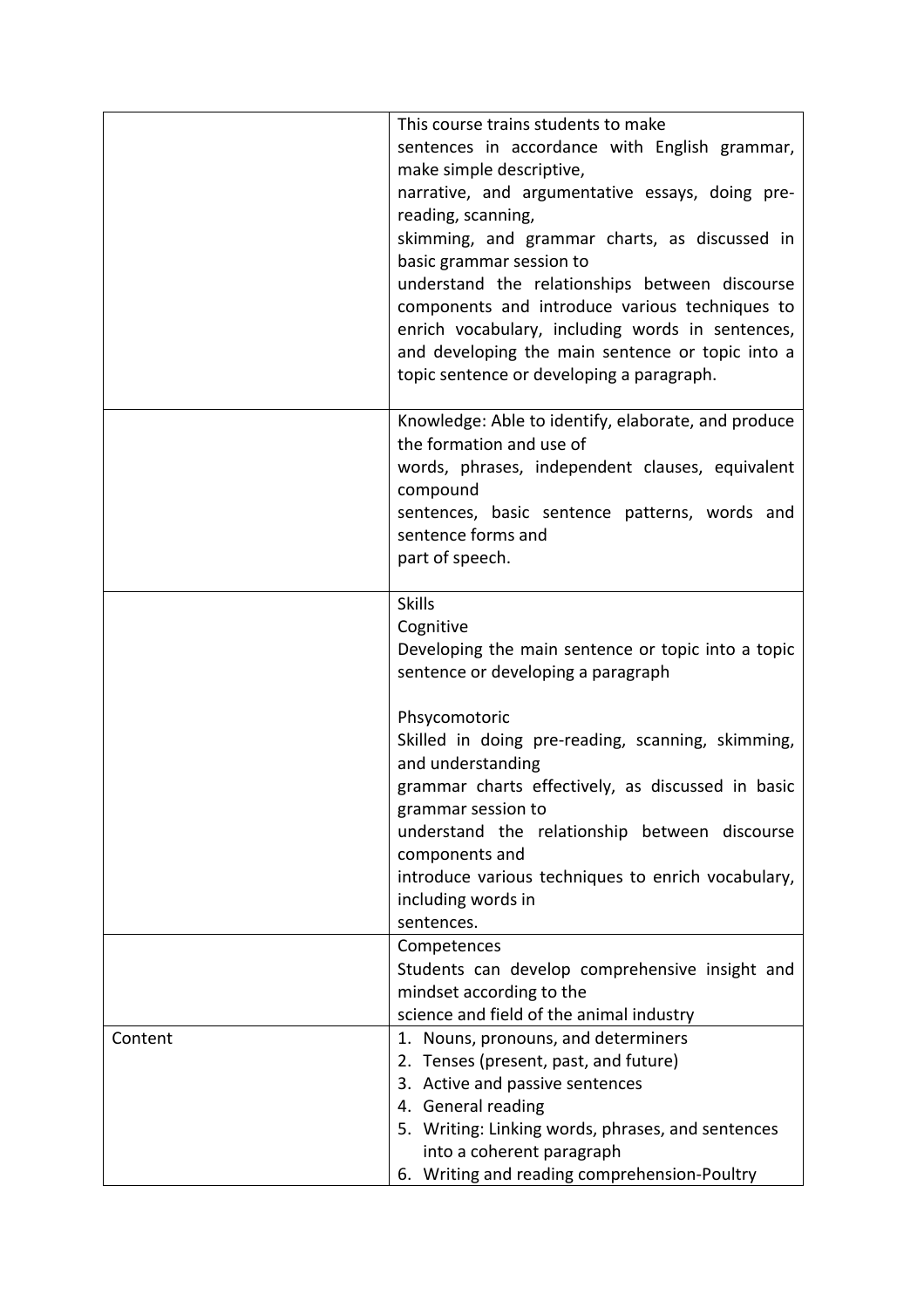| | |
|---|---|
| | This course trains students to make sentences in accordance with English grammar, make simple descriptive, narrative, and argumentative essays, doing pre-reading, scanning, skimming, and grammar charts, as discussed in basic grammar session to understand the relationships between discourse components and introduce various techniques to enrich vocabulary, including words in sentences, and developing the main sentence or topic into a topic sentence or developing a paragraph. |
| | Knowledge: Able to identify, elaborate, and produce the formation and use of words, phrases, independent clauses, equivalent compound sentences, basic sentence patterns, words and sentence forms and part of speech. |
| | Skills<br>Cognitive<br>Developing the main sentence or topic into a topic sentence or developing a paragraph<br><br>Phsycomotoric<br>Skilled in doing pre-reading, scanning, skimming, and understanding grammar charts effectively, as discussed in basic grammar session to understand the relationship between discourse components and introduce various techniques to enrich vocabulary, including words in sentences. |
| | Competences<br>Students can develop comprehensive insight and mindset according to the science and field of the animal industry |
| Content | 1. Nouns, pronouns, and determiners<br>2. Tenses (present, past, and future)<br>3. Active and passive sentences<br>4. General reading<br>5. Writing: Linking words, phrases, and sentences into a coherent paragraph<br>6. Writing and reading comprehension-Poultry |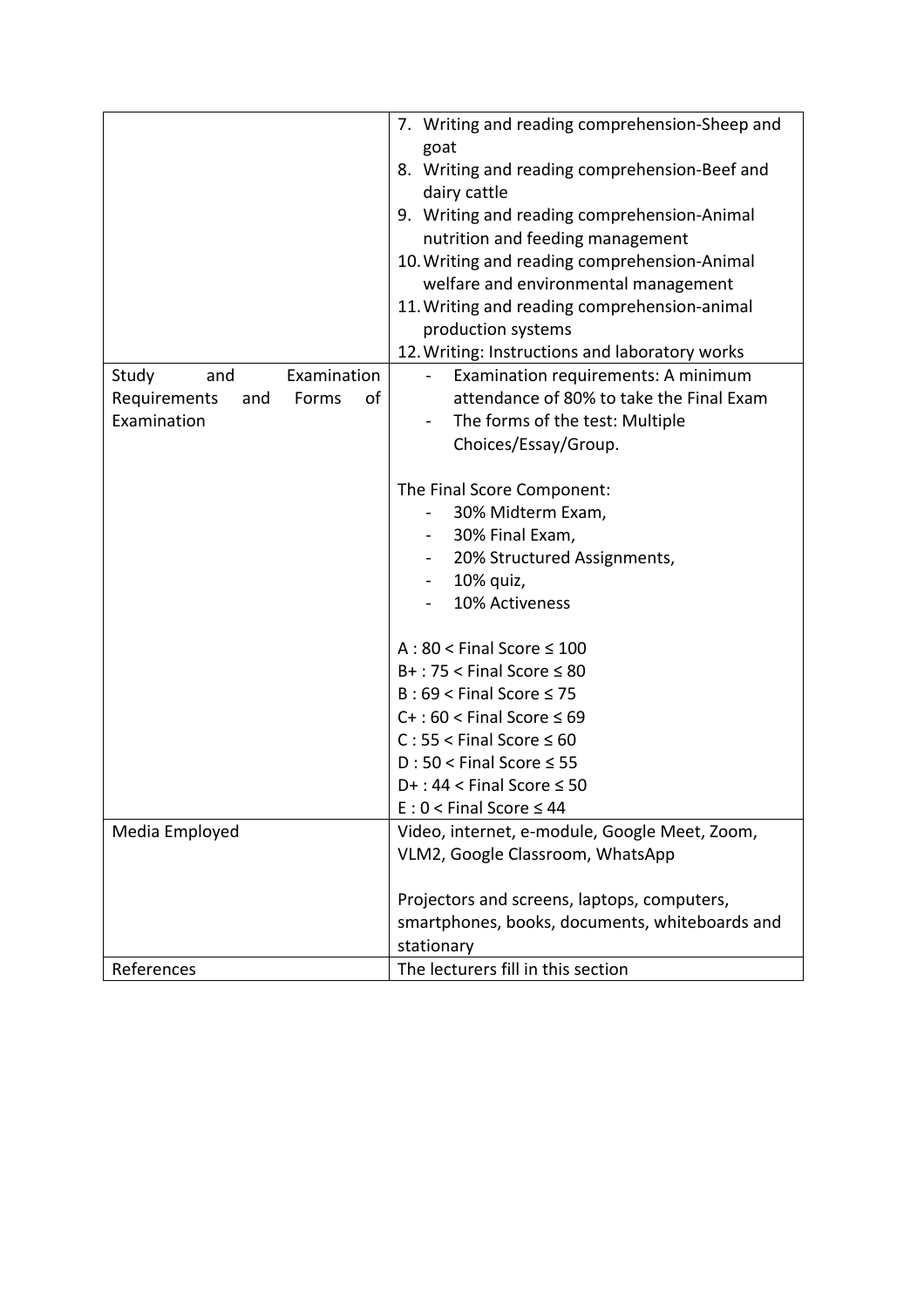| | |
|---|---|
| | 7. Writing and reading comprehension-Sheep and goat<br>8. Writing and reading comprehension-Beef and dairy cattle<br>9. Writing and reading comprehension-Animal nutrition and feeding management<br>10. Writing and reading comprehension-Animal welfare and environmental management<br>11. Writing and reading comprehension-animal production systems<br>12. Writing: Instructions and laboratory works |
| Study and Examination Requirements and Forms of Examination | - Examination requirements: A minimum attendance of 80% to take the Final Exam<br>- The forms of the test: Multiple Choices/Essay/Group.<br><br>The Final Score Component:<br>- 30% Midterm Exam,<br>- 30% Final Exam,<br>- 20% Structured Assignments,<br>- 10% quiz,<br>- 10% Activeness<br><br>A : 80 < Final Score ≤ 100<br>B+ : 75 < Final Score ≤ 80<br>B : 69 < Final Score ≤ 75<br>C+ : 60 < Final Score ≤ 69<br>C : 55 < Final Score ≤ 60<br>D : 50 < Final Score ≤ 55<br>D+ : 44 < Final Score ≤ 50<br>E : 0 < Final Score ≤ 44 |
| Media Employed | Video, internet, e-module, Google Meet, Zoom, VLM2, Google Classroom, WhatsApp<br><br>Projectors and screens, laptops, computers, smartphones, books, documents, whiteboards and stationary |
| References | The lecturers fill in this section |